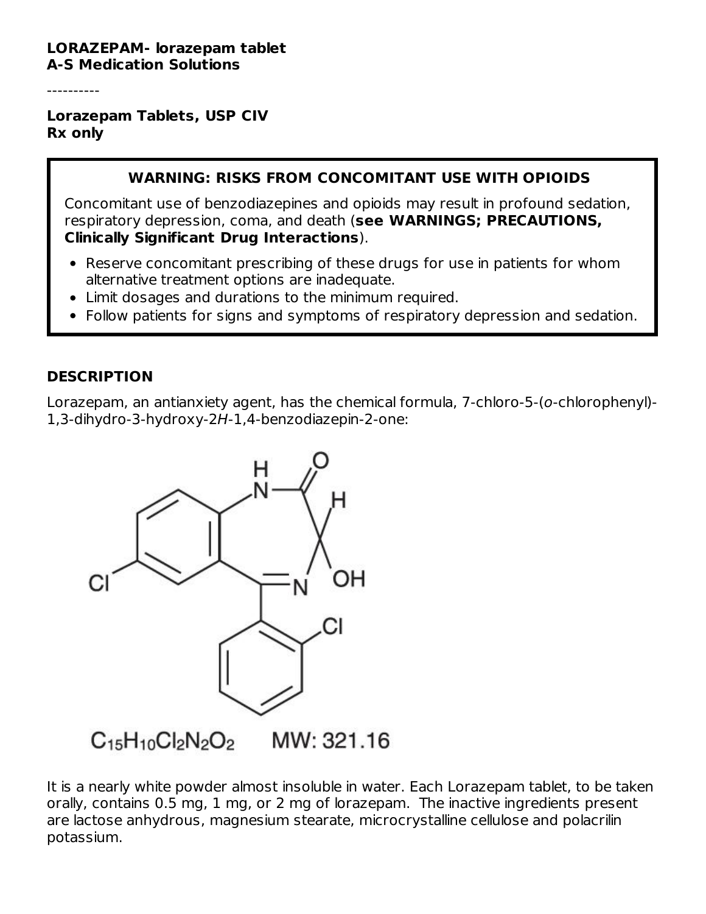**LORAZEPAM- lorazepam tablet**
**A-S Medication Solutions**

----------

**Lorazepam Tablets, USP CIV**
**Rx only**

> **WARNING: RISKS FROM CONCOMITANT USE WITH OPIOIDS**
>
> Concomitant use of benzodiazepines and opioids may result in profound sedation, respiratory depression, coma, and death (**see WARNINGS; PRECAUTIONS, Clinically Significant Drug Interactions**).
>
> - Reserve concomitant prescribing of these drugs for use in patients for whom alternative treatment options are inadequate.
> - Limit dosages and durations to the minimum required.
> - Follow patients for signs and symptoms of respiratory depression and sedation.

## DESCRIPTION

Lorazepam, an antianxiety agent, has the chemical formula, 7-chloro-5-(*o*-chlorophenyl)-1,3-dihydro-3-hydroxy-2*H*-1,4-benzodiazepin-2-one:

$C_{15}H_{10}Cl_2N_2O_2$ MW: 321.16

It is a nearly white powder almost insoluble in water. Each Lorazepam tablet, to be taken orally, contains 0.5 mg, 1 mg, or 2 mg of lorazepam. The inactive ingredients present are lactose anhydrous, magnesium stearate, microcrystalline cellulose and polacrilin potassium.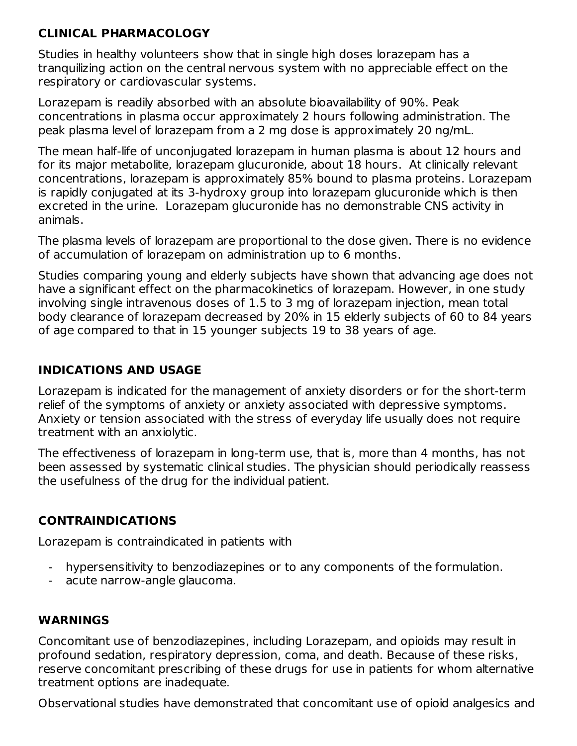## CLINICAL PHARMACOLOGY

Studies in healthy volunteers show that in single high doses lorazepam has a tranquilizing action on the central nervous system with no appreciable effect on the respiratory or cardiovascular systems.

Lorazepam is readily absorbed with an absolute bioavailability of 90%. Peak concentrations in plasma occur approximately 2 hours following administration. The peak plasma level of lorazepam from a 2 mg dose is approximately 20 ng/mL.

The mean half-life of unconjugated lorazepam in human plasma is about 12 hours and for its major metabolite, lorazepam glucuronide, about 18 hours. At clinically relevant concentrations, lorazepam is approximately 85% bound to plasma proteins. Lorazepam is rapidly conjugated at its 3-hydroxy group into lorazepam glucuronide which is then excreted in the urine. Lorazepam glucuronide has no demonstrable CNS activity in animals.

The plasma levels of lorazepam are proportional to the dose given. There is no evidence of accumulation of lorazepam on administration up to 6 months.

Studies comparing young and elderly subjects have shown that advancing age does not have a significant effect on the pharmacokinetics of lorazepam. However, in one study involving single intravenous doses of 1.5 to 3 mg of lorazepam injection, mean total body clearance of lorazepam decreased by 20% in 15 elderly subjects of 60 to 84 years of age compared to that in 15 younger subjects 19 to 38 years of age.

## INDICATIONS AND USAGE

Lorazepam is indicated for the management of anxiety disorders or for the short-term relief of the symptoms of anxiety or anxiety associated with depressive symptoms. Anxiety or tension associated with the stress of everyday life usually does not require treatment with an anxiolytic.

The effectiveness of lorazepam in long-term use, that is, more than 4 months, has not been assessed by systematic clinical studies. The physician should periodically reassess the usefulness of the drug for the individual patient.

## CONTRAINDICATIONS

Lorazepam is contraindicated in patients with

- hypersensitivity to benzodiazepines or to any components of the formulation.
- acute narrow-angle glaucoma.

## WARNINGS

Concomitant use of benzodiazepines, including Lorazepam, and opioids may result in profound sedation, respiratory depression, coma, and death. Because of these risks, reserve concomitant prescribing of these drugs for use in patients for whom alternative treatment options are inadequate.

Observational studies have demonstrated that concomitant use of opioid analgesics and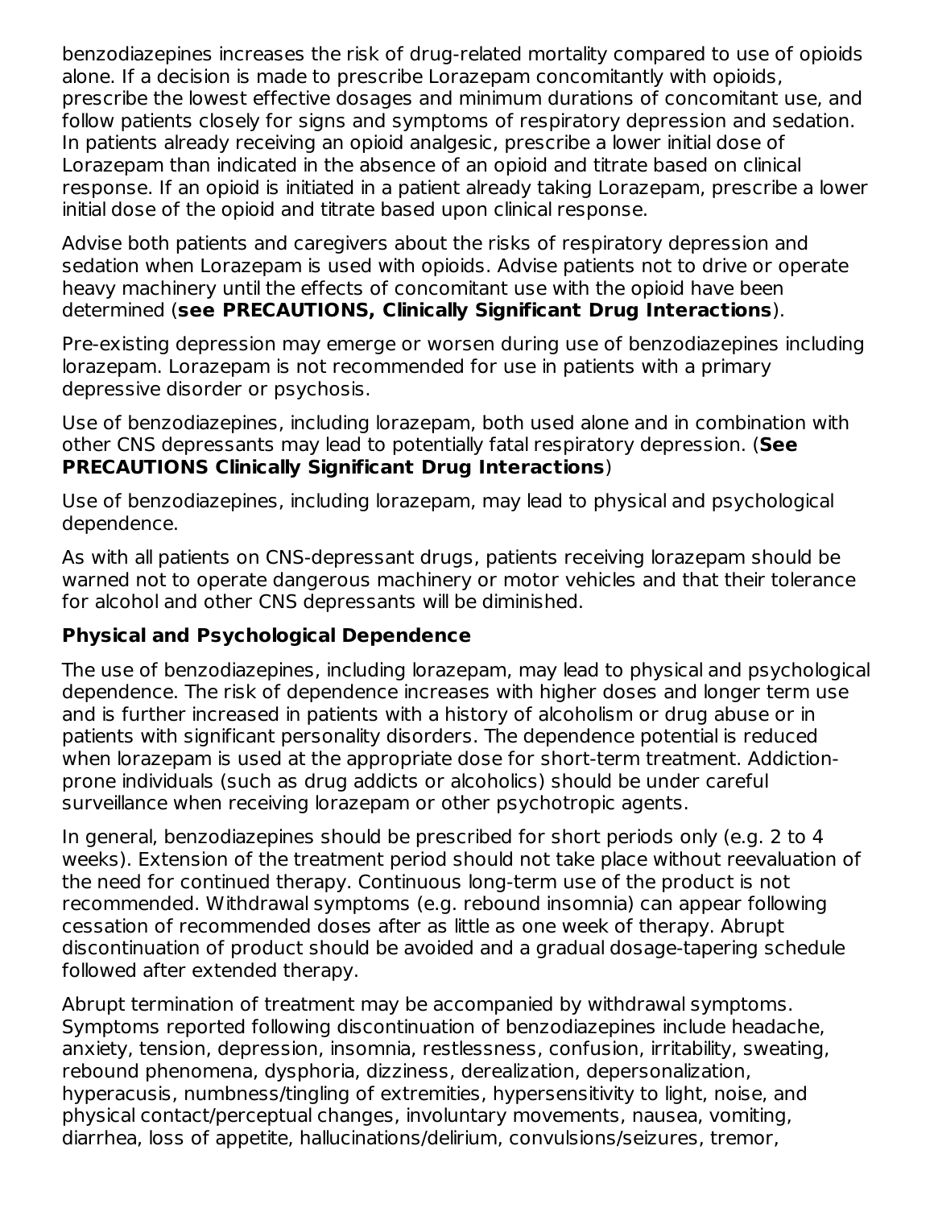benzodiazepines increases the risk of drug-related mortality compared to use of opioids alone. If a decision is made to prescribe Lorazepam concomitantly with opioids, prescribe the lowest effective dosages and minimum durations of concomitant use, and follow patients closely for signs and symptoms of respiratory depression and sedation. In patients already receiving an opioid analgesic, prescribe a lower initial dose of Lorazepam than indicated in the absence of an opioid and titrate based on clinical response. If an opioid is initiated in a patient already taking Lorazepam, prescribe a lower initial dose of the opioid and titrate based upon clinical response.

Advise both patients and caregivers about the risks of respiratory depression and sedation when Lorazepam is used with opioids. Advise patients not to drive or operate heavy machinery until the effects of concomitant use with the opioid have been determined (**see PRECAUTIONS, Clinically Significant Drug Interactions**).

Pre-existing depression may emerge or worsen during use of benzodiazepines including lorazepam. Lorazepam is not recommended for use in patients with a primary depressive disorder or psychosis.

Use of benzodiazepines, including lorazepam, both used alone and in combination with other CNS depressants may lead to potentially fatal respiratory depression. (**See PRECAUTIONS Clinically Significant Drug Interactions**)

Use of benzodiazepines, including lorazepam, may lead to physical and psychological dependence.

As with all patients on CNS-depressant drugs, patients receiving lorazepam should be warned not to operate dangerous machinery or motor vehicles and that their tolerance for alcohol and other CNS depressants will be diminished.

**Physical and Psychological Dependence**

The use of benzodiazepines, including lorazepam, may lead to physical and psychological dependence. The risk of dependence increases with higher doses and longer term use and is further increased in patients with a history of alcoholism or drug abuse or in patients with significant personality disorders. The dependence potential is reduced when lorazepam is used at the appropriate dose for short-term treatment. Addiction-prone individuals (such as drug addicts or alcoholics) should be under careful surveillance when receiving lorazepam or other psychotropic agents.

In general, benzodiazepines should be prescribed for short periods only (e.g. 2 to 4 weeks). Extension of the treatment period should not take place without reevaluation of the need for continued therapy. Continuous long-term use of the product is not recommended. Withdrawal symptoms (e.g. rebound insomnia) can appear following cessation of recommended doses after as little as one week of therapy. Abrupt discontinuation of product should be avoided and a gradual dosage-tapering schedule followed after extended therapy.

Abrupt termination of treatment may be accompanied by withdrawal symptoms. Symptoms reported following discontinuation of benzodiazepines include headache, anxiety, tension, depression, insomnia, restlessness, confusion, irritability, sweating, rebound phenomena, dysphoria, dizziness, derealization, depersonalization, hyperacusis, numbness/tingling of extremities, hypersensitivity to light, noise, and physical contact/perceptual changes, involuntary movements, nausea, vomiting, diarrhea, loss of appetite, hallucinations/delirium, convulsions/seizures, tremor,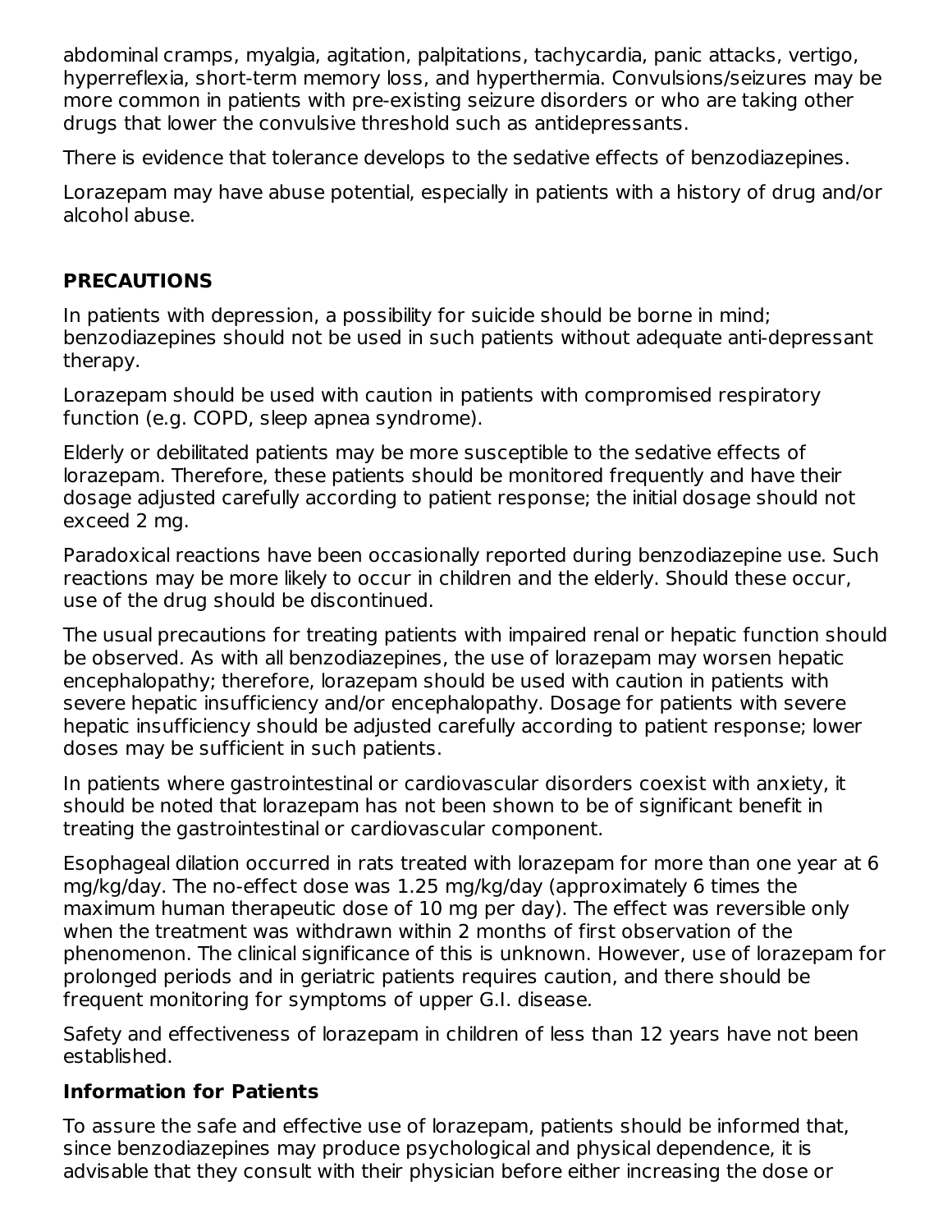abdominal cramps, myalgia, agitation, palpitations, tachycardia, panic attacks, vertigo, hyperreflexia, short-term memory loss, and hyperthermia. Convulsions/seizures may be more common in patients with pre-existing seizure disorders or who are taking other drugs that lower the convulsive threshold such as antidepressants.

There is evidence that tolerance develops to the sedative effects of benzodiazepines.

Lorazepam may have abuse potential, especially in patients with a history of drug and/or alcohol abuse.

## PRECAUTIONS

In patients with depression, a possibility for suicide should be borne in mind; benzodiazepines should not be used in such patients without adequate anti-depressant therapy.

Lorazepam should be used with caution in patients with compromised respiratory function (e.g. COPD, sleep apnea syndrome).

Elderly or debilitated patients may be more susceptible to the sedative effects of lorazepam. Therefore, these patients should be monitored frequently and have their dosage adjusted carefully according to patient response; the initial dosage should not exceed 2 mg.

Paradoxical reactions have been occasionally reported during benzodiazepine use. Such reactions may be more likely to occur in children and the elderly. Should these occur, use of the drug should be discontinued.

The usual precautions for treating patients with impaired renal or hepatic function should be observed. As with all benzodiazepines, the use of lorazepam may worsen hepatic encephalopathy; therefore, lorazepam should be used with caution in patients with severe hepatic insufficiency and/or encephalopathy. Dosage for patients with severe hepatic insufficiency should be adjusted carefully according to patient response; lower doses may be sufficient in such patients.

In patients where gastrointestinal or cardiovascular disorders coexist with anxiety, it should be noted that lorazepam has not been shown to be of significant benefit in treating the gastrointestinal or cardiovascular component.

Esophageal dilation occurred in rats treated with lorazepam for more than one year at 6 mg/kg/day. The no-effect dose was 1.25 mg/kg/day (approximately 6 times the maximum human therapeutic dose of 10 mg per day). The effect was reversible only when the treatment was withdrawn within 2 months of first observation of the phenomenon. The clinical significance of this is unknown. However, use of lorazepam for prolonged periods and in geriatric patients requires caution, and there should be frequent monitoring for symptoms of upper G.I. disease.

Safety and effectiveness of lorazepam in children of less than 12 years have not been established.

### Information for Patients

To assure the safe and effective use of lorazepam, patients should be informed that, since benzodiazepines may produce psychological and physical dependence, it is advisable that they consult with their physician before either increasing the dose or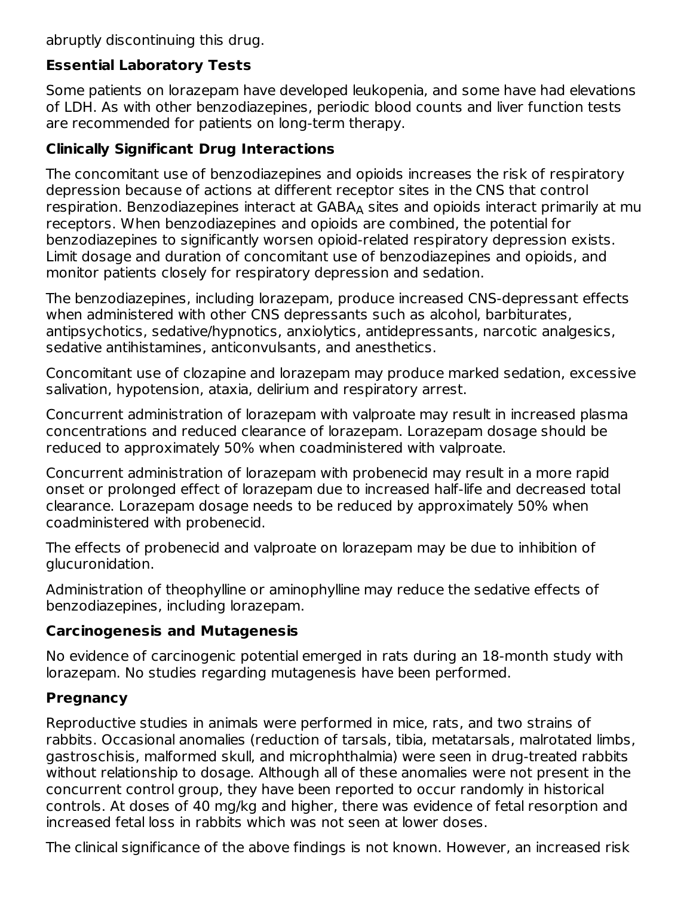abruptly discontinuing this drug.

### Essential Laboratory Tests

Some patients on lorazepam have developed leukopenia, and some have had elevations of LDH. As with other benzodiazepines, periodic blood counts and liver function tests are recommended for patients on long-term therapy.

### Clinically Significant Drug Interactions

The concomitant use of benzodiazepines and opioids increases the risk of respiratory depression because of actions at different receptor sites in the CNS that control respiration. Benzodiazepines interact at $GABA_A$ sites and opioids interact primarily at mu receptors. When benzodiazepines and opioids are combined, the potential for benzodiazepines to significantly worsen opioid-related respiratory depression exists. Limit dosage and duration of concomitant use of benzodiazepines and opioids, and monitor patients closely for respiratory depression and sedation.

The benzodiazepines, including lorazepam, produce increased CNS-depressant effects when administered with other CNS depressants such as alcohol, barbiturates, antipsychotics, sedative/hypnotics, anxiolytics, antidepressants, narcotic analgesics, sedative antihistamines, anticonvulsants, and anesthetics.

Concomitant use of clozapine and lorazepam may produce marked sedation, excessive salivation, hypotension, ataxia, delirium and respiratory arrest.

Concurrent administration of lorazepam with valproate may result in increased plasma concentrations and reduced clearance of lorazepam. Lorazepam dosage should be reduced to approximately 50% when coadministered with valproate.

Concurrent administration of lorazepam with probenecid may result in a more rapid onset or prolonged effect of lorazepam due to increased half-life and decreased total clearance. Lorazepam dosage needs to be reduced by approximately 50% when coadministered with probenecid.

The effects of probenecid and valproate on lorazepam may be due to inhibition of glucuronidation.

Administration of theophylline or aminophylline may reduce the sedative effects of benzodiazepines, including lorazepam.

### Carcinogenesis and Mutagenesis

No evidence of carcinogenic potential emerged in rats during an 18-month study with lorazepam. No studies regarding mutagenesis have been performed.

### Pregnancy

Reproductive studies in animals were performed in mice, rats, and two strains of rabbits. Occasional anomalies (reduction of tarsals, tibia, metatarsals, malrotated limbs, gastroschisis, malformed skull, and microphthalmia) were seen in drug-treated rabbits without relationship to dosage. Although all of these anomalies were not present in the concurrent control group, they have been reported to occur randomly in historical controls. At doses of 40 mg/kg and higher, there was evidence of fetal resorption and increased fetal loss in rabbits which was not seen at lower doses.

The clinical significance of the above findings is not known. However, an increased risk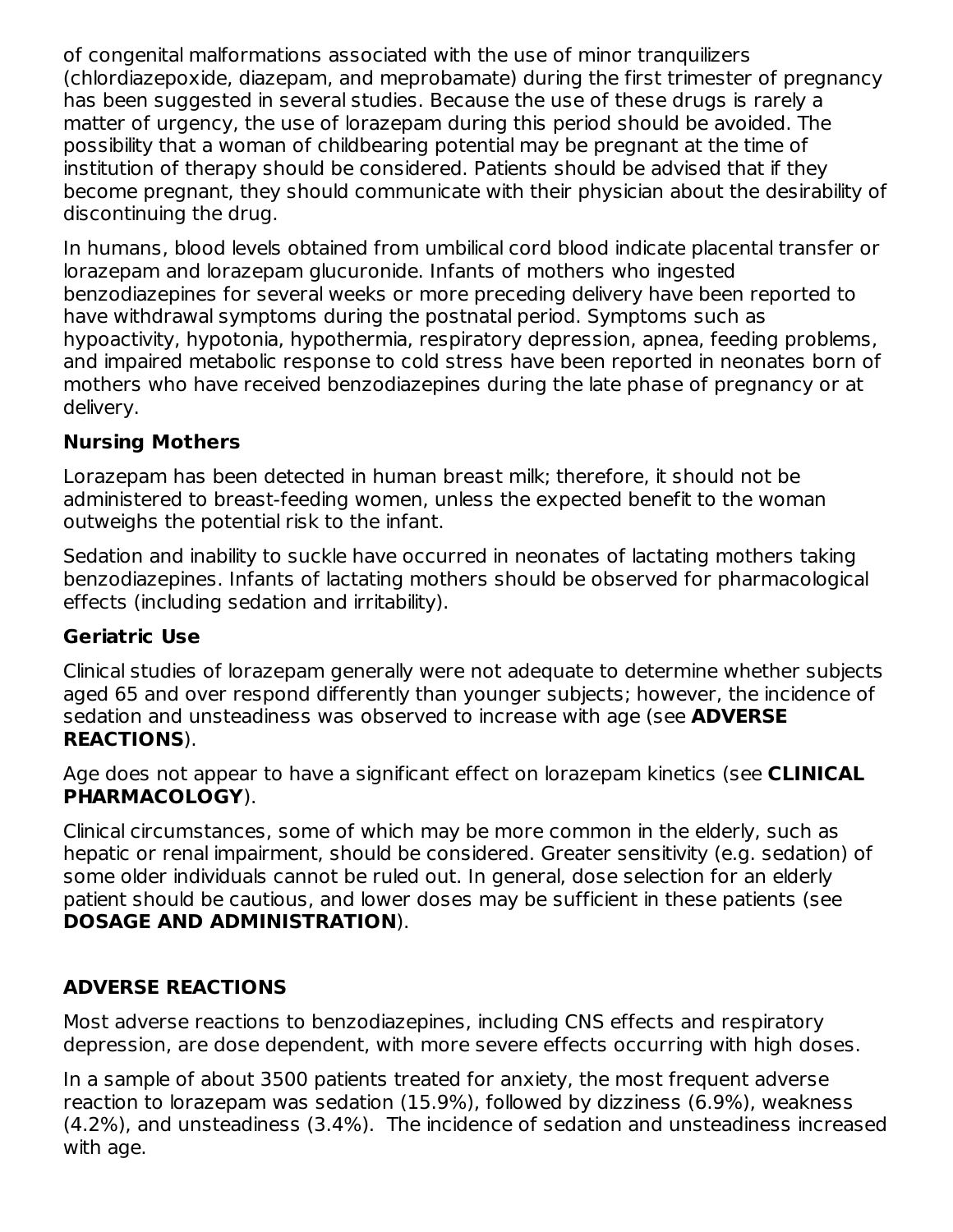of congenital malformations associated with the use of minor tranquilizers (chlordiazepoxide, diazepam, and meprobamate) during the first trimester of pregnancy has been suggested in several studies. Because the use of these drugs is rarely a matter of urgency, the use of lorazepam during this period should be avoided. The possibility that a woman of childbearing potential may be pregnant at the time of institution of therapy should be considered. Patients should be advised that if they become pregnant, they should communicate with their physician about the desirability of discontinuing the drug.

In humans, blood levels obtained from umbilical cord blood indicate placental transfer or lorazepam and lorazepam glucuronide. Infants of mothers who ingested benzodiazepines for several weeks or more preceding delivery have been reported to have withdrawal symptoms during the postnatal period. Symptoms such as hypoactivity, hypotonia, hypothermia, respiratory depression, apnea, feeding problems, and impaired metabolic response to cold stress have been reported in neonates born of mothers who have received benzodiazepines during the late phase of pregnancy or at delivery.

### Nursing Mothers

Lorazepam has been detected in human breast milk; therefore, it should not be administered to breast-feeding women, unless the expected benefit to the woman outweighs the potential risk to the infant.

Sedation and inability to suckle have occurred in neonates of lactating mothers taking benzodiazepines. Infants of lactating mothers should be observed for pharmacological effects (including sedation and irritability).

### Geriatric Use

Clinical studies of lorazepam generally were not adequate to determine whether subjects aged 65 and over respond differently than younger subjects; however, the incidence of sedation and unsteadiness was observed to increase with age (see **ADVERSE REACTIONS**).

Age does not appear to have a significant effect on lorazepam kinetics (see **CLINICAL PHARMACOLOGY**).

Clinical circumstances, some of which may be more common in the elderly, such as hepatic or renal impairment, should be considered. Greater sensitivity (e.g. sedation) of some older individuals cannot be ruled out. In general, dose selection for an elderly patient should be cautious, and lower doses may be sufficient in these patients (see **DOSAGE AND ADMINISTRATION**).

## ADVERSE REACTIONS

Most adverse reactions to benzodiazepines, including CNS effects and respiratory depression, are dose dependent, with more severe effects occurring with high doses.

In a sample of about 3500 patients treated for anxiety, the most frequent adverse reaction to lorazepam was sedation (15.9%), followed by dizziness (6.9%), weakness (4.2%), and unsteadiness (3.4%). The incidence of sedation and unsteadiness increased with age.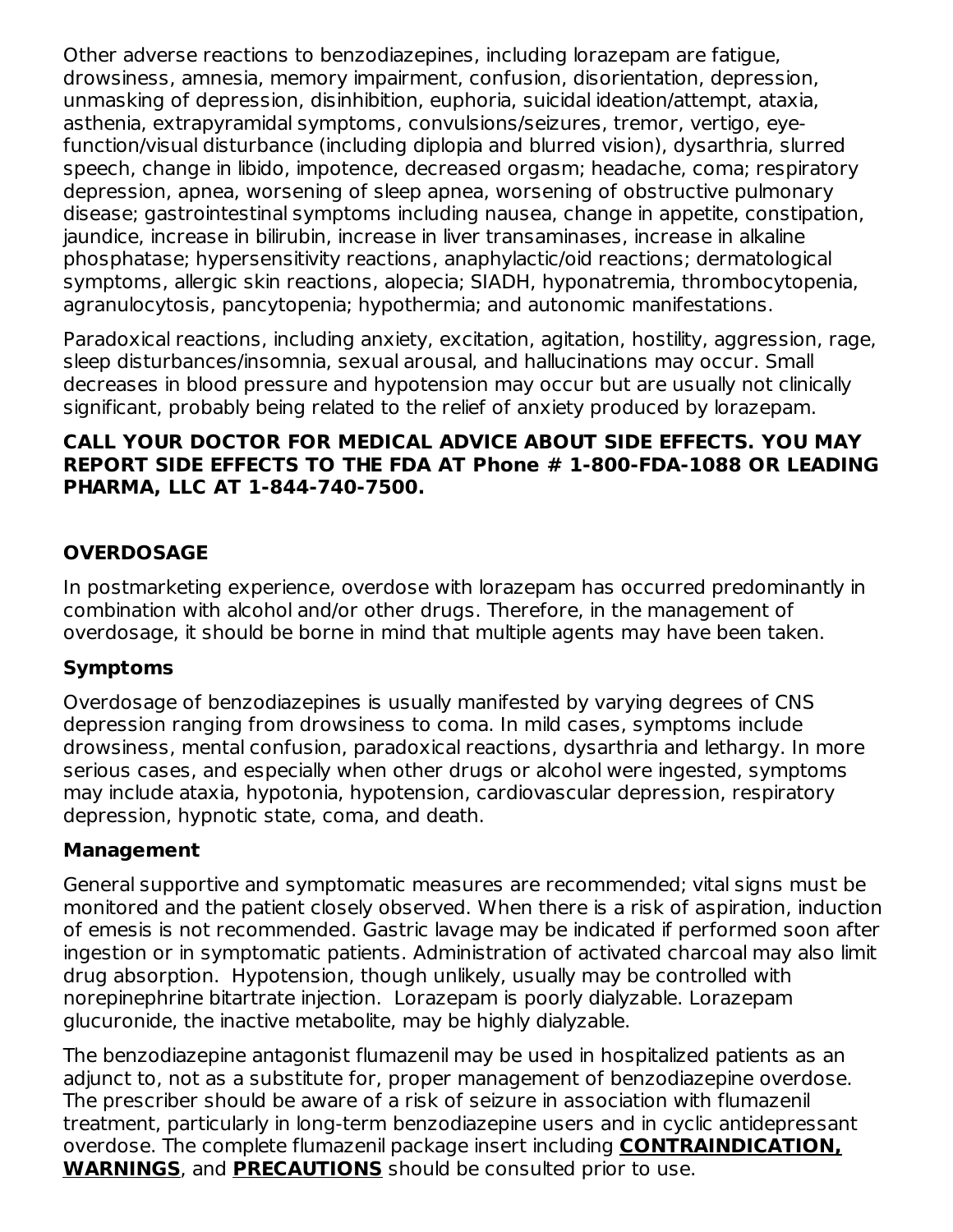Other adverse reactions to benzodiazepines, including lorazepam are fatigue, drowsiness, amnesia, memory impairment, confusion, disorientation, depression, unmasking of depression, disinhibition, euphoria, suicidal ideation/attempt, ataxia, asthenia, extrapyramidal symptoms, convulsions/seizures, tremor, vertigo, eye-function/visual disturbance (including diplopia and blurred vision), dysarthria, slurred speech, change in libido, impotence, decreased orgasm; headache, coma; respiratory depression, apnea, worsening of sleep apnea, worsening of obstructive pulmonary disease; gastrointestinal symptoms including nausea, change in appetite, constipation, jaundice, increase in bilirubin, increase in liver transaminases, increase in alkaline phosphatase; hypersensitivity reactions, anaphylactic/oid reactions; dermatological symptoms, allergic skin reactions, alopecia; SIADH, hyponatremia, thrombocytopenia, agranulocytosis, pancytopenia; hypothermia; and autonomic manifestations.

Paradoxical reactions, including anxiety, excitation, agitation, hostility, aggression, rage, sleep disturbances/insomnia, sexual arousal, and hallucinations may occur. Small decreases in blood pressure and hypotension may occur but are usually not clinically significant, probably being related to the relief of anxiety produced by lorazepam.

**CALL YOUR DOCTOR FOR MEDICAL ADVICE ABOUT SIDE EFFECTS. YOU MAY REPORT SIDE EFFECTS TO THE FDA AT Phone # 1-800-FDA-1088 OR LEADING PHARMA, LLC AT 1-844-740-7500.**

## OVERDOSAGE

In postmarketing experience, overdose with lorazepam has occurred predominantly in combination with alcohol and/or other drugs. Therefore, in the management of overdosage, it should be borne in mind that multiple agents may have been taken.

### Symptoms

Overdosage of benzodiazepines is usually manifested by varying degrees of CNS depression ranging from drowsiness to coma. In mild cases, symptoms include drowsiness, mental confusion, paradoxical reactions, dysarthria and lethargy. In more serious cases, and especially when other drugs or alcohol were ingested, symptoms may include ataxia, hypotonia, hypotension, cardiovascular depression, respiratory depression, hypnotic state, coma, and death.

### Management

General supportive and symptomatic measures are recommended; vital signs must be monitored and the patient closely observed. When there is a risk of aspiration, induction of emesis is not recommended. Gastric lavage may be indicated if performed soon after ingestion or in symptomatic patients. Administration of activated charcoal may also limit drug absorption. Hypotension, though unlikely, usually may be controlled with norepinephrine bitartrate injection. Lorazepam is poorly dialyzable. Lorazepam glucuronide, the inactive metabolite, may be highly dialyzable.

The benzodiazepine antagonist flumazenil may be used in hospitalized patients as an adjunct to, not as a substitute for, proper management of benzodiazepine overdose. The prescriber should be aware of a risk of seizure in association with flumazenil treatment, particularly in long-term benzodiazepine users and in cyclic antidepressant overdose. The complete flumazenil package insert including **CONTRAINDICATION, WARNINGS**, and **PRECAUTIONS** should be consulted prior to use.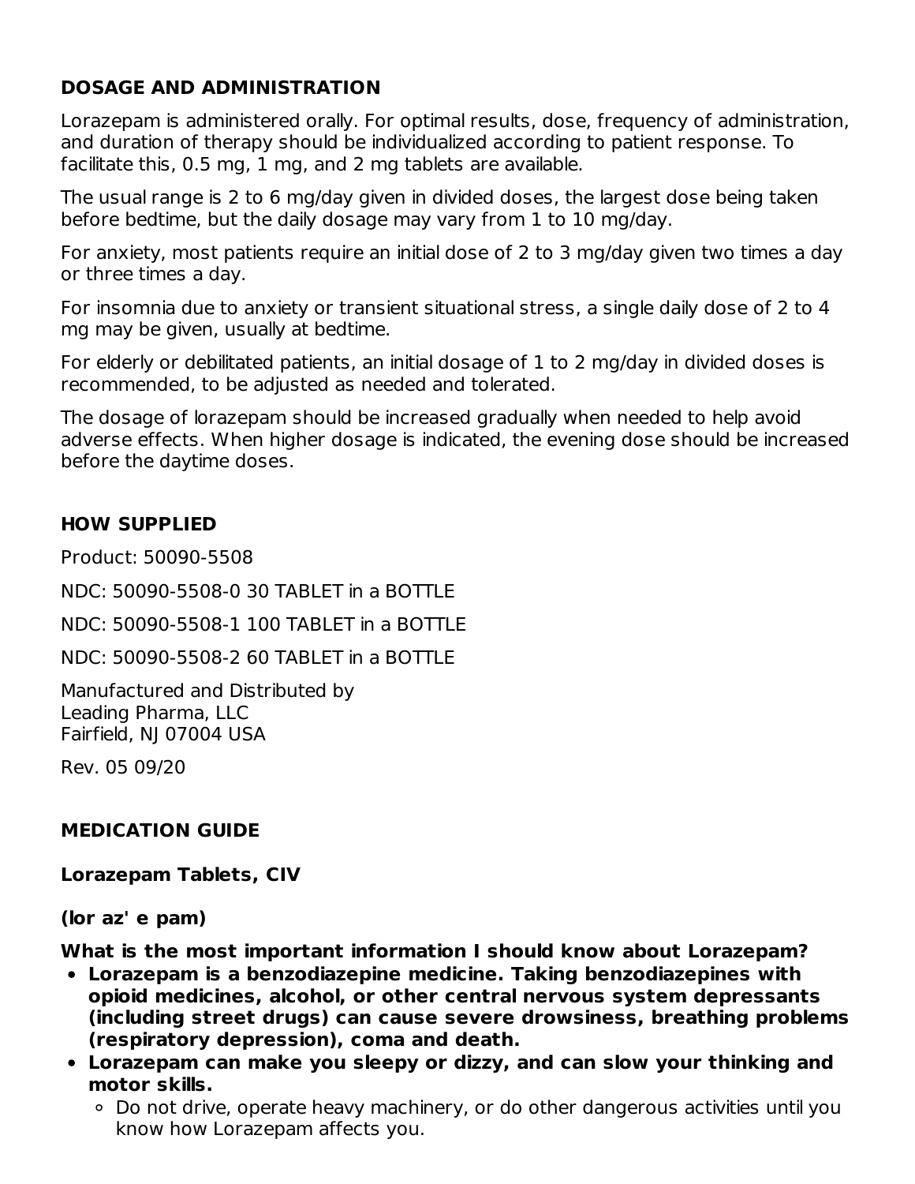## DOSAGE AND ADMINISTRATION

Lorazepam is administered orally. For optimal results, dose, frequency of administration, and duration of therapy should be individualized according to patient response. To facilitate this, 0.5 mg, 1 mg, and 2 mg tablets are available.

The usual range is 2 to 6 mg/day given in divided doses, the largest dose being taken before bedtime, but the daily dosage may vary from 1 to 10 mg/day.

For anxiety, most patients require an initial dose of 2 to 3 mg/day given two times a day or three times a day.

For insomnia due to anxiety or transient situational stress, a single daily dose of 2 to 4 mg may be given, usually at bedtime.

For elderly or debilitated patients, an initial dosage of 1 to 2 mg/day in divided doses is recommended, to be adjusted as needed and tolerated.

The dosage of lorazepam should be increased gradually when needed to help avoid adverse effects. When higher dosage is indicated, the evening dose should be increased before the daytime doses.

## HOW SUPPLIED

Product: 50090-5508

NDC: 50090-5508-0 30 TABLET in a BOTTLE

NDC: 50090-5508-1 100 TABLET in a BOTTLE

NDC: 50090-5508-2 60 TABLET in a BOTTLE

Manufactured and Distributed by
Leading Pharma, LLC
Fairfield, NJ 07004 USA

Rev. 05 09/20

## MEDICATION GUIDE

**Lorazepam Tablets, CIV**

**(lor az' e pam)**

**What is the most important information I should know about Lorazepam?**

- **Lorazepam is a benzodiazepine medicine. Taking benzodiazepines with opioid medicines, alcohol, or other central nervous system depressants (including street drugs) can cause severe drowsiness, breathing problems (respiratory depression), coma and death.**
- **Lorazepam can make you sleepy or dizzy, and can slow your thinking and motor skills.**
  - Do not drive, operate heavy machinery, or do other dangerous activities until you know how Lorazepam affects you.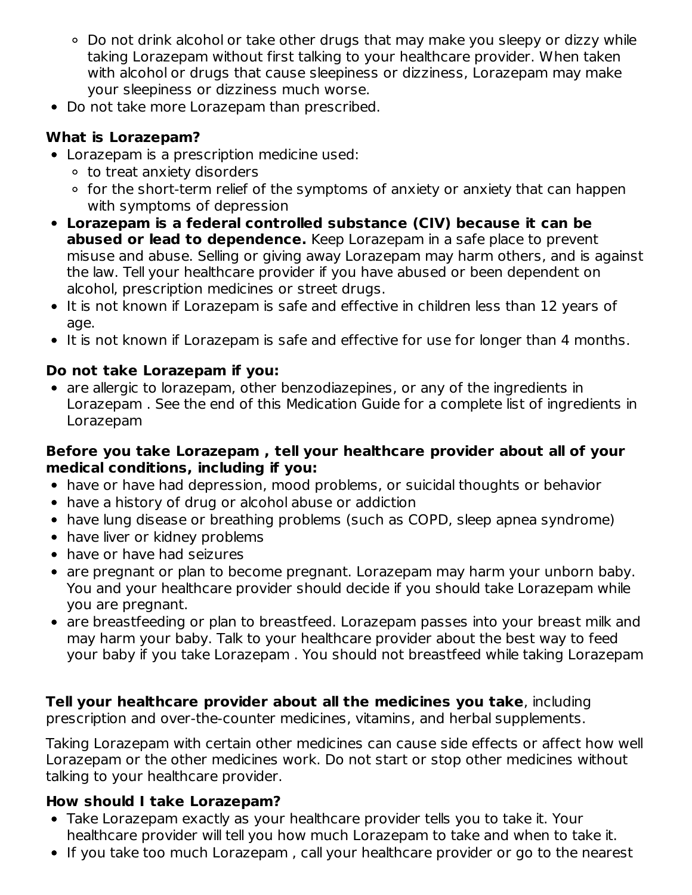- Do not drink alcohol or take other drugs that may make you sleepy or dizzy while taking Lorazepam without first talking to your healthcare provider. When taken with alcohol or drugs that cause sleepiness or dizziness, Lorazepam may make your sleepiness or dizziness much worse.
- Do not take more Lorazepam than prescribed.

**What is Lorazepam?**

- Lorazepam is a prescription medicine used:
    - to treat anxiety disorders
    - for the short-term relief of the symptoms of anxiety or anxiety that can happen with symptoms of depression
- **Lorazepam is a federal controlled substance (CIV) because it can be abused or lead to dependence.** Keep Lorazepam in a safe place to prevent misuse and abuse. Selling or giving away Lorazepam may harm others, and is against the law. Tell your healthcare provider if you have abused or been dependent on alcohol, prescription medicines or street drugs.
- It is not known if Lorazepam is safe and effective in children less than 12 years of age.
- It is not known if Lorazepam is safe and effective for use for longer than 4 months.

**Do not take Lorazepam if you:**

- are allergic to lorazepam, other benzodiazepines, or any of the ingredients in Lorazepam . See the end of this Medication Guide for a complete list of ingredients in Lorazepam

**Before you take Lorazepam , tell your healthcare provider about all of your medical conditions, including if you:**

- have or have had depression, mood problems, or suicidal thoughts or behavior
- have a history of drug or alcohol abuse or addiction
- have lung disease or breathing problems (such as COPD, sleep apnea syndrome)
- have liver or kidney problems
- have or have had seizures
- are pregnant or plan to become pregnant. Lorazepam may harm your unborn baby. You and your healthcare provider should decide if you should take Lorazepam while you are pregnant.
- are breastfeeding or plan to breastfeed. Lorazepam passes into your breast milk and may harm your baby. Talk to your healthcare provider about the best way to feed your baby if you take Lorazepam . You should not breastfeed while taking Lorazepam

**Tell your healthcare provider about all the medicines you take**, including prescription and over-the-counter medicines, vitamins, and herbal supplements.

Taking Lorazepam with certain other medicines can cause side effects or affect how well Lorazepam or the other medicines work. Do not start or stop other medicines without talking to your healthcare provider.

**How should I take Lorazepam?**

- Take Lorazepam exactly as your healthcare provider tells you to take it. Your healthcare provider will tell you how much Lorazepam to take and when to take it.
- If you take too much Lorazepam , call your healthcare provider or go to the nearest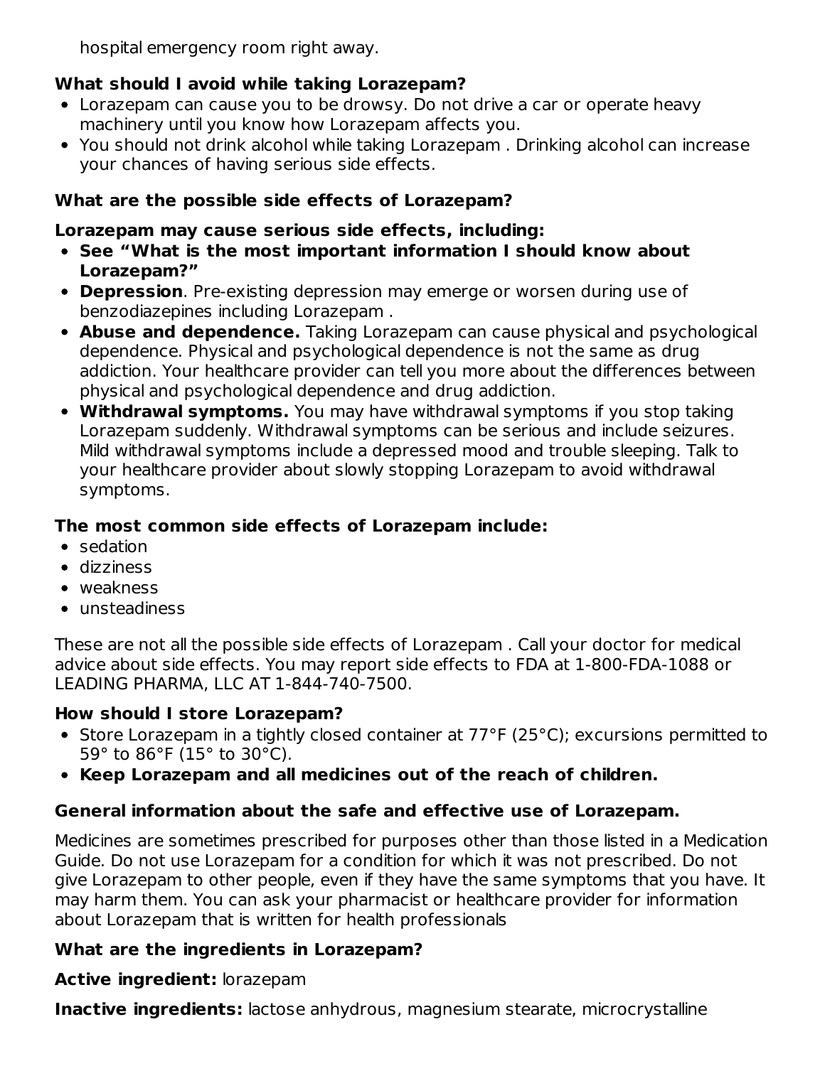hospital emergency room right away.

**What should I avoid while taking Lorazepam?**

- Lorazepam can cause you to be drowsy. Do not drive a car or operate heavy machinery until you know how Lorazepam affects you.
- You should not drink alcohol while taking Lorazepam . Drinking alcohol can increase your chances of having serious side effects.

**What are the possible side effects of Lorazepam?**

**Lorazepam may cause serious side effects, including:**

- **See "What is the most important information I should know about Lorazepam?"**
- **Depression**. Pre-existing depression may emerge or worsen during use of benzodiazepines including Lorazepam .
- **Abuse and dependence.** Taking Lorazepam can cause physical and psychological dependence. Physical and psychological dependence is not the same as drug addiction. Your healthcare provider can tell you more about the differences between physical and psychological dependence and drug addiction.
- **Withdrawal symptoms.** You may have withdrawal symptoms if you stop taking Lorazepam suddenly. Withdrawal symptoms can be serious and include seizures. Mild withdrawal symptoms include a depressed mood and trouble sleeping. Talk to your healthcare provider about slowly stopping Lorazepam to avoid withdrawal symptoms.

**The most common side effects of Lorazepam include:**

- sedation
- dizziness
- weakness
- unsteadiness

These are not all the possible side effects of Lorazepam . Call your doctor for medical advice about side effects. You may report side effects to FDA at 1-800-FDA-1088 or LEADING PHARMA, LLC AT 1-844-740-7500.

**How should I store Lorazepam?**

- Store Lorazepam in a tightly closed container at 77°F (25°C); excursions permitted to 59° to 86°F (15° to 30°C).
- **Keep Lorazepam and all medicines out of the reach of children.**

**General information about the safe and effective use of Lorazepam.**

Medicines are sometimes prescribed for purposes other than those listed in a Medication Guide. Do not use Lorazepam for a condition for which it was not prescribed. Do not give Lorazepam to other people, even if they have the same symptoms that you have. It may harm them. You can ask your pharmacist or healthcare provider for information about Lorazepam that is written for health professionals

**What are the ingredients in Lorazepam?**

**Active ingredient:** lorazepam

**Inactive ingredients:** lactose anhydrous, magnesium stearate, microcrystalline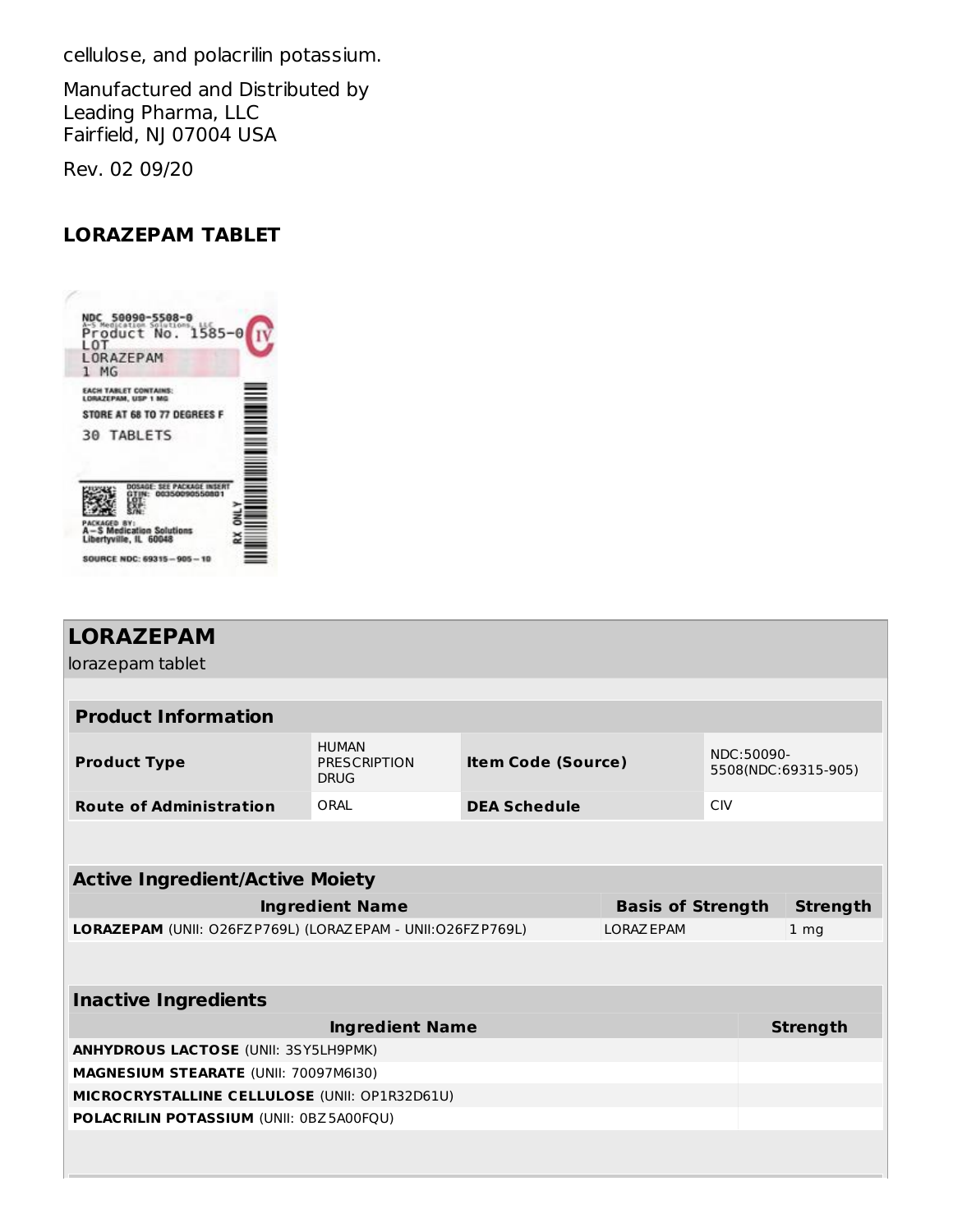cellulose, and polacrilin potassium.

Manufactured and Distributed by
Leading Pharma, LLC
Fairfield, NJ 07004 USA

Rev. 02 09/20

## LORAZEPAM TABLET

NDC 50090-5508-0
A-S Medication Solutions, LLC
Product No. 1585-0
LOT
LORAZEPAM
1 MG

EACH TABLET CONTAINS:
LORAZEPAM, USP 1 MG

STORE AT 68 TO 77 DEGREES F

30 TABLETS

DOSAGE: SEE PACKAGE INSERT
GTIN: 00350090550801
LOT:
EXP:
S/N:

PACKAGED BY:
A-S Medication Solutions
Libertyville, IL 60048

RX ONLY

SOURCE NDC: 69315-905-10

## LORAZEPAM

lorazepam tablet

| Product Information | | | |
|---|---|---|---|
| **Product Type** | HUMAN PRESCRIPTION DRUG | **Item Code (Source)** | NDC:50090-5508(NDC:69315-905) |
| **Route of Administration** | ORAL | **DEA Schedule** | CIV |

| Active Ingredient/Active Moiety | | |
|---|---|---|
| **Ingredient Name** | **Basis of Strength** | **Strength** |
| **LORAZEPAM** (UNII: O26FZP769L) (LORAZEPAM - UNII:O26FZP769L) | LORAZEPAM | 1 mg |

| Inactive Ingredients | |
|---|---|
| **Ingredient Name** | **Strength** |
| **ANHYDROUS LACTOSE** (UNII: 3SY5LH9PMK) | |
| **MAGNESIUM STEARATE** (UNII: 70097M6I30) | |
| **MICROCRYSTALLINE CELLULOSE** (UNII: OP1R32D61U) | |
| **POLACRILIN POTASSIUM** (UNII: 0BZ5A00FQU) | |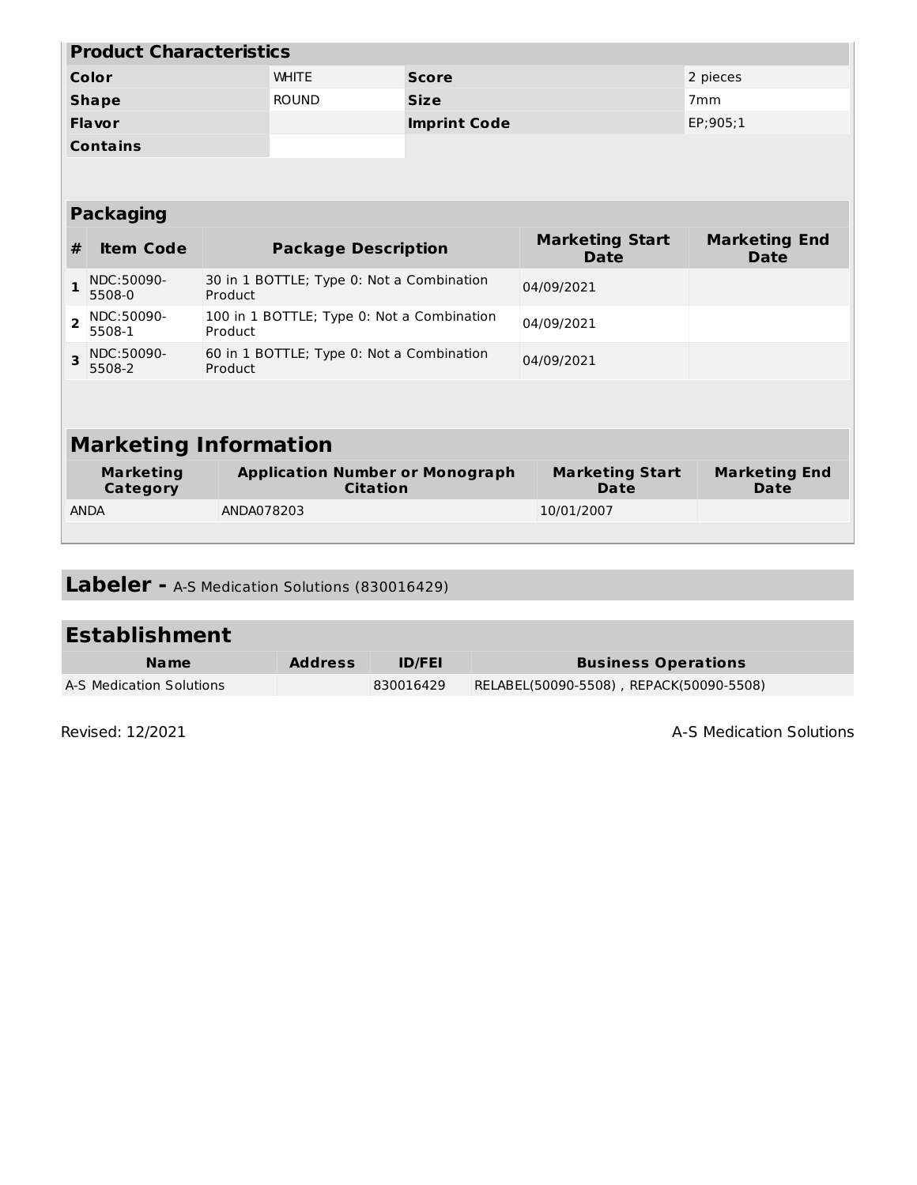### Product Characteristics

| | | | |
|---|---|---|---|
| **Color** | WHITE | **Score** | 2 pieces |
| **Shape** | ROUND | **Size** | 7mm |
| **Flavor** | | **Imprint Code** | EP;905;1 |
| **Contains** | | | |

### Packaging

| # | Item Code | Package Description | Marketing Start Date | Marketing End Date |
|---|---|---|---|---|
| 1 | NDC:50090-5508-0 | 30 in 1 BOTTLE; Type 0: Not a Combination Product | 04/09/2021 | |
| 2 | NDC:50090-5508-1 | 100 in 1 BOTTLE; Type 0: Not a Combination Product | 04/09/2021 | |
| 3 | NDC:50090-5508-2 | 60 in 1 BOTTLE; Type 0: Not a Combination Product | 04/09/2021 | |

## Marketing Information

| Marketing Category | Application Number or Monograph Citation | Marketing Start Date | Marketing End Date |
|---|---|---|---|
| ANDA | ANDA078203 | 10/01/2007 | |

## Labeler - A-S Medication Solutions (830016429)

## Establishment

| Name | Address | ID/FEI | Business Operations |
|---|---|---|---|
| A-S Medication Solutions | | 830016429 | RELABEL(50090-5508) , REPACK(50090-5508) |

Revised: 12/2021

A-S Medication Solutions